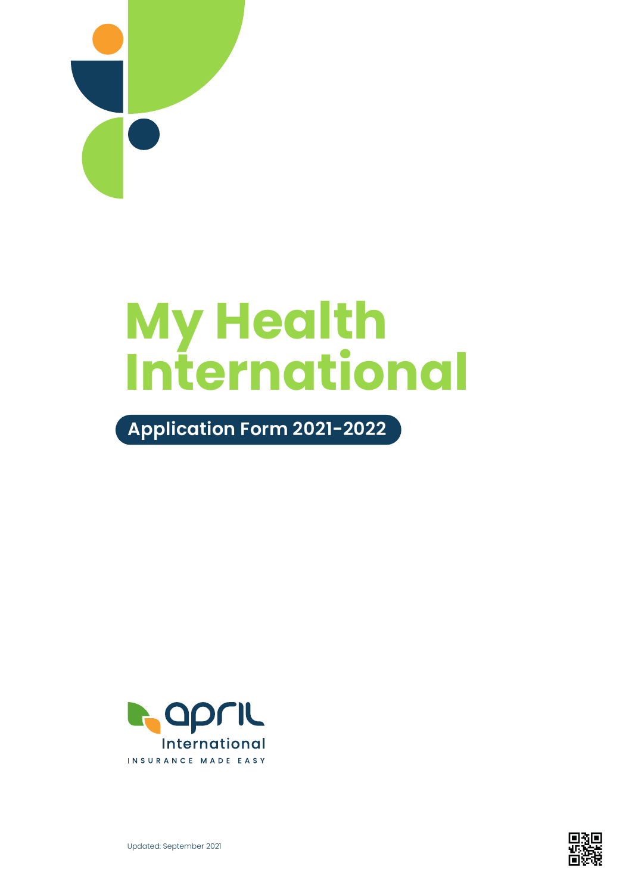# My Health International

## Application Form 2021-2022

april International

INSURANCE MADE EASY

Updated: September 2021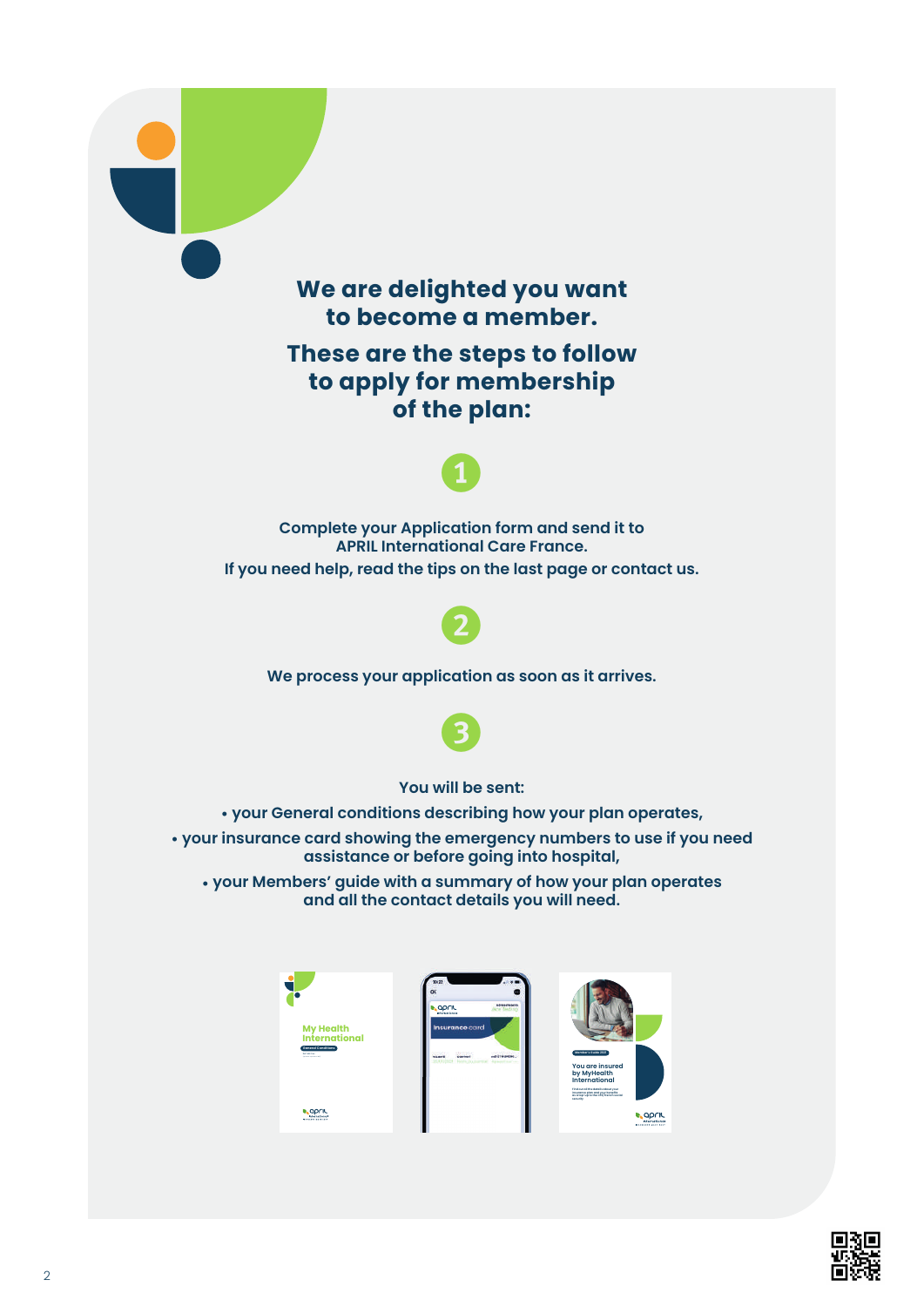## We are delighted you want to become a member.

## These are the steps to follow to apply for membership of the plan:

**1**

**Complete your Application form and send it to APRIL International Care France.**
**If you need help, read the tips on the last page or contact us.**

**2**

**We process your application as soon as it arrives.**

**3**

**You will be sent:**

- **your General conditions describing how your plan operates,**
- **your insurance card showing the emergency numbers to use if you need assistance or before going into hospital,**
- **your Members' guide with a summary of how your plan operates and all the contact details you will need.**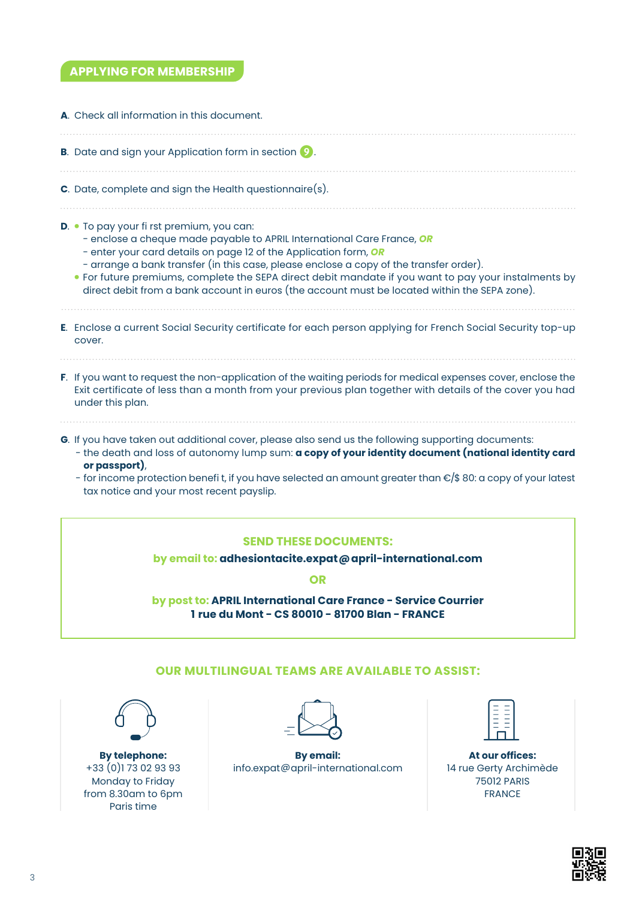## APPLYING FOR MEMBERSHIP

**A.** Check all information in this document.

**B.** Date and sign your Application form in section 9.

**C.** Date, complete and sign the Health questionnaire(s).

**D.**
- To pay your fi rst premium, you can:
  - enclose a cheque made payable to APRIL International Care France, ***OR***
  - enter your card details on page 12 of the Application form, ***OR***
  - arrange a bank transfer (in this case, please enclose a copy of the transfer order).
- For future premiums, complete the SEPA direct debit mandate if you want to pay your instalments by direct debit from a bank account in euros (the account must be located within the SEPA zone).

**E.** Enclose a current Social Security certificate for each person applying for French Social Security top-up cover.

**F.** If you want to request the non-application of the waiting periods for medical expenses cover, enclose the Exit certificate of less than a month from your previous plan together with details of the cover you had under this plan.

**G.** If you have taken out additional cover, please also send us the following supporting documents:
- the death and loss of autonomy lump sum: **a copy of your identity document (national identity card or passport)**,
- for income protection benefi t, if you have selected an amount greater than €/$ 80: a copy of your latest tax notice and your most recent payslip.

**SEND THESE DOCUMENTS:**

**by email to: adhesiontacite.expat@april-international.com**

**OR**

**by post to: APRIL International Care France - Service Courrier**
**1 rue du Mont - CS 80010 - 81700 Blan - FRANCE**

### OUR MULTILINGUAL TEAMS ARE AVAILABLE TO ASSIST:

**By telephone:**
+33 (0)1 73 02 93 93
Monday to Friday
from 8.30am to 6pm
Paris time

**By email:**
info.expat@april-international.com

**At our offices:**
14 rue Gerty Archimède
75012 PARIS
FRANCE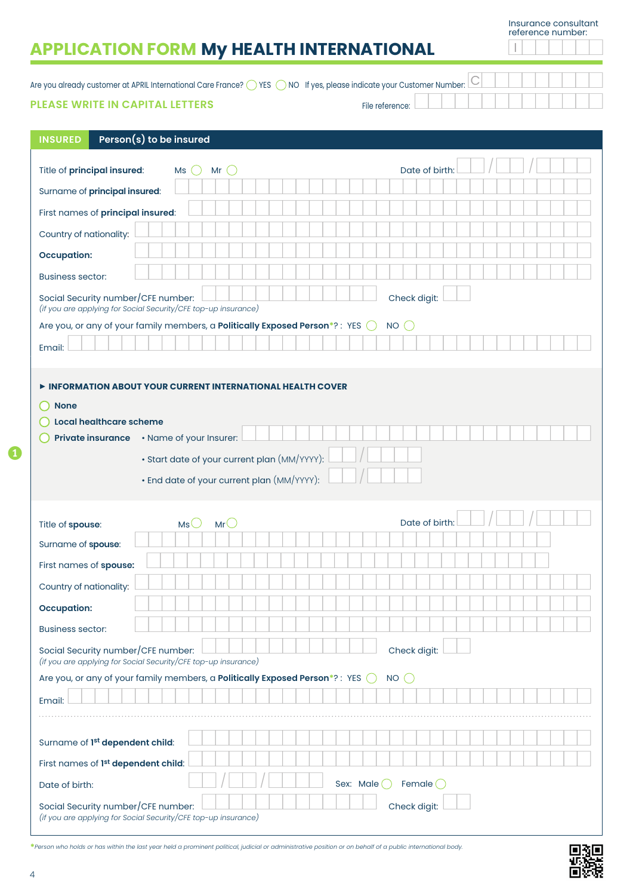Insurance consultant reference number: I

# APPLICATION FORM My HEALTH INTERNATIONAL

Are you already customer at APRIL International Care France? ◯ YES ◯ NO If yes, please indicate your Customer Number: C

**PLEASE WRITE IN CAPITAL LETTERS**

File reference:

## INSURED — Person(s) to be insured

1

Title of **principal insured**: Ms ◯ Mr ◯

Date of birth: __ / __ / ____

Surname of **principal insured**:

First names of **principal insured**:

Country of nationality:

**Occupation:**

Business sector:

Social Security number/CFE number:
*(if you are applying for Social Security/CFE top-up insurance)*

Check digit:

Are you, or any of your family members, a **Politically Exposed Person***? : YES ◯ NO ◯

Email:

### ► INFORMATION ABOUT YOUR CURRENT INTERNATIONAL HEALTH COVER

◯ **None**

◯ **Local healthcare scheme**

◯ **Private insurance**
- Name of your Insurer:
- Start date of your current plan (MM/YYYY): __ / ____
- End date of your current plan (MM/YYYY): __ / ____

Title of **spouse**: Ms ◯ Mr ◯

Date of birth: __ / __ / ____

Surname of **spouse**:

First names of **spouse**:

Country of nationality:

**Occupation:**

Business sector:

Social Security number/CFE number:
*(if you are applying for Social Security/CFE top-up insurance)*

Check digit:

Are you, or any of your family members, a **Politically Exposed Person***? : YES ◯ NO ◯

Email:

Surname of 1st **dependent child**:

First names of 1st **dependent child**:

Date of birth: __ / __ / ____

Sex: Male ◯ Female ◯

Social Security number/CFE number:
*(if you are applying for Social Security/CFE top-up insurance)*

Check digit:

**Person who holds or has within the last year held a prominent political, judicial or administrative position or on behalf of a public international body.*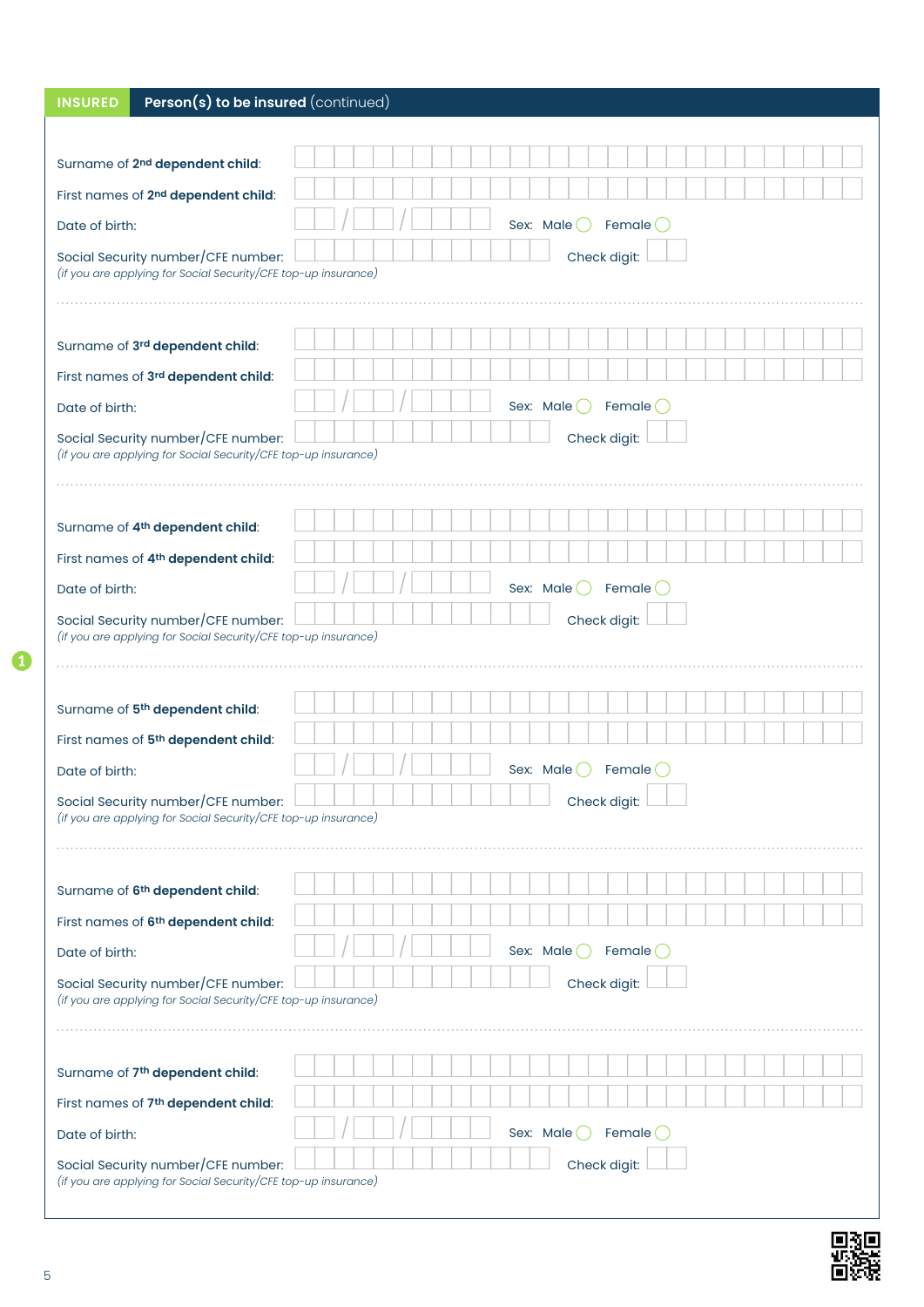**INSURED** **Person(s) to be insured** (continued)

Surname of 2nd **dependent child**:

First names of 2nd **dependent child**:

Date of birth: __ / __ / ____ Sex: Male ◯ Female ◯

Social Security number/CFE number: Check digit:
*(if you are applying for Social Security/CFE top-up insurance)*

---

Surname of 3rd **dependent child**:

First names of 3rd **dependent child**:

Date of birth: __ / __ / ____ Sex: Male ◯ Female ◯

Social Security number/CFE number: Check digit:
*(if you are applying for Social Security/CFE top-up insurance)*

---

Surname of 4th **dependent child**:

First names of 4th **dependent child**:

Date of birth: __ / __ / ____ Sex: Male ◯ Female ◯

Social Security number/CFE number: Check digit:
*(if you are applying for Social Security/CFE top-up insurance)*

---

Surname of 5th **dependent child**:

First names of 5th **dependent child**:

Date of birth: __ / __ / ____ Sex: Male ◯ Female ◯

Social Security number/CFE number: Check digit:
*(if you are applying for Social Security/CFE top-up insurance)*

---

Surname of 6th **dependent child**:

First names of 6th **dependent child**:

Date of birth: __ / __ / ____ Sex: Male ◯ Female ◯

Social Security number/CFE number: Check digit:
*(if you are applying for Social Security/CFE top-up insurance)*

---

Surname of 7th **dependent child**:

First names of 7th **dependent child**:

Date of birth: __ / __ / ____ Sex: Male ◯ Female ◯

Social Security number/CFE number: Check digit:
*(if you are applying for Social Security/CFE top-up insurance)*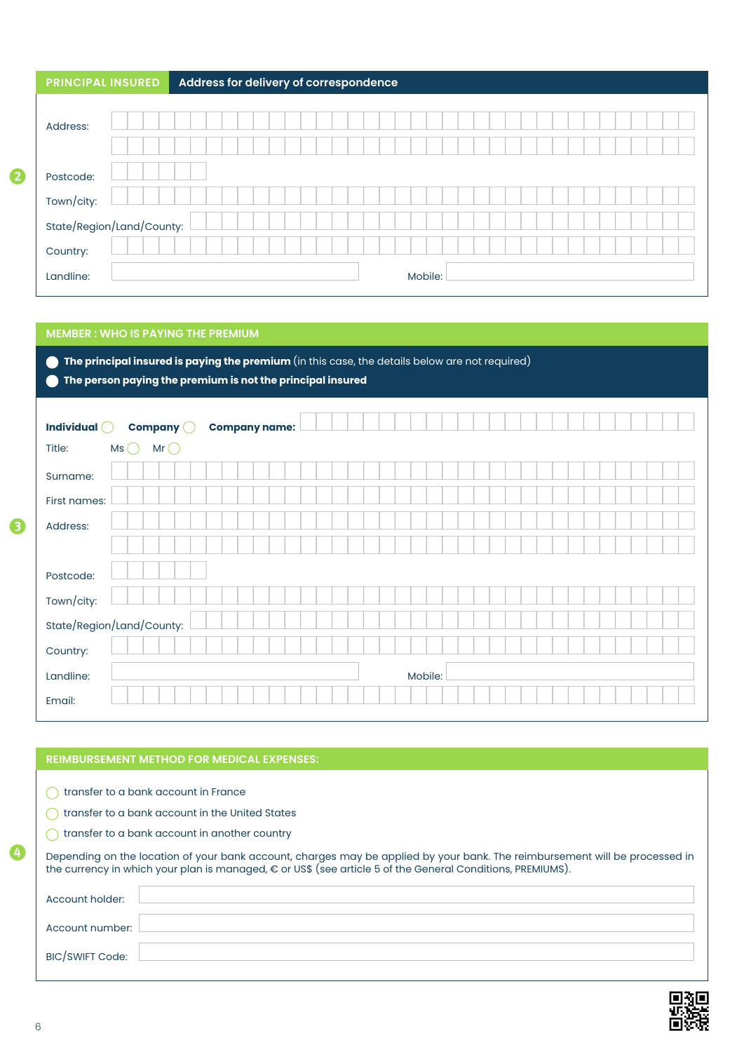## PRINCIPAL INSURED — Address for delivery of correspondence

**2**

Address:

Postcode:

Town/city:

State/Region/Land/County:

Country:

Landline: Mobile:

## MEMBER : WHO IS PAYING THE PREMIUM

- ◯ **The principal insured is paying the premium** (in this case, the details below are not required)
- ◯ **The person paying the premium is not the principal insured**

**3**

**Individual** ◯ **Company** ◯ **Company name:**

Title: Ms ◯ Mr ◯

Surname:

First names:

Address:

Postcode:

Town/city:

State/Region/Land/County:

Country:

Landline: Mobile:

Email:

## REIMBURSEMENT METHOD FOR MEDICAL EXPENSES:

**4**

- ◯ transfer to a bank account in France
- ◯ transfer to a bank account in the United States
- ◯ transfer to a bank account in another country

Depending on the location of your bank account, charges may be applied by your bank. The reimbursement will be processed in the currency in which your plan is managed, € or US$ (see article 5 of the General Conditions, PREMIUMS).

Account holder:

Account number:

BIC/SWIFT Code: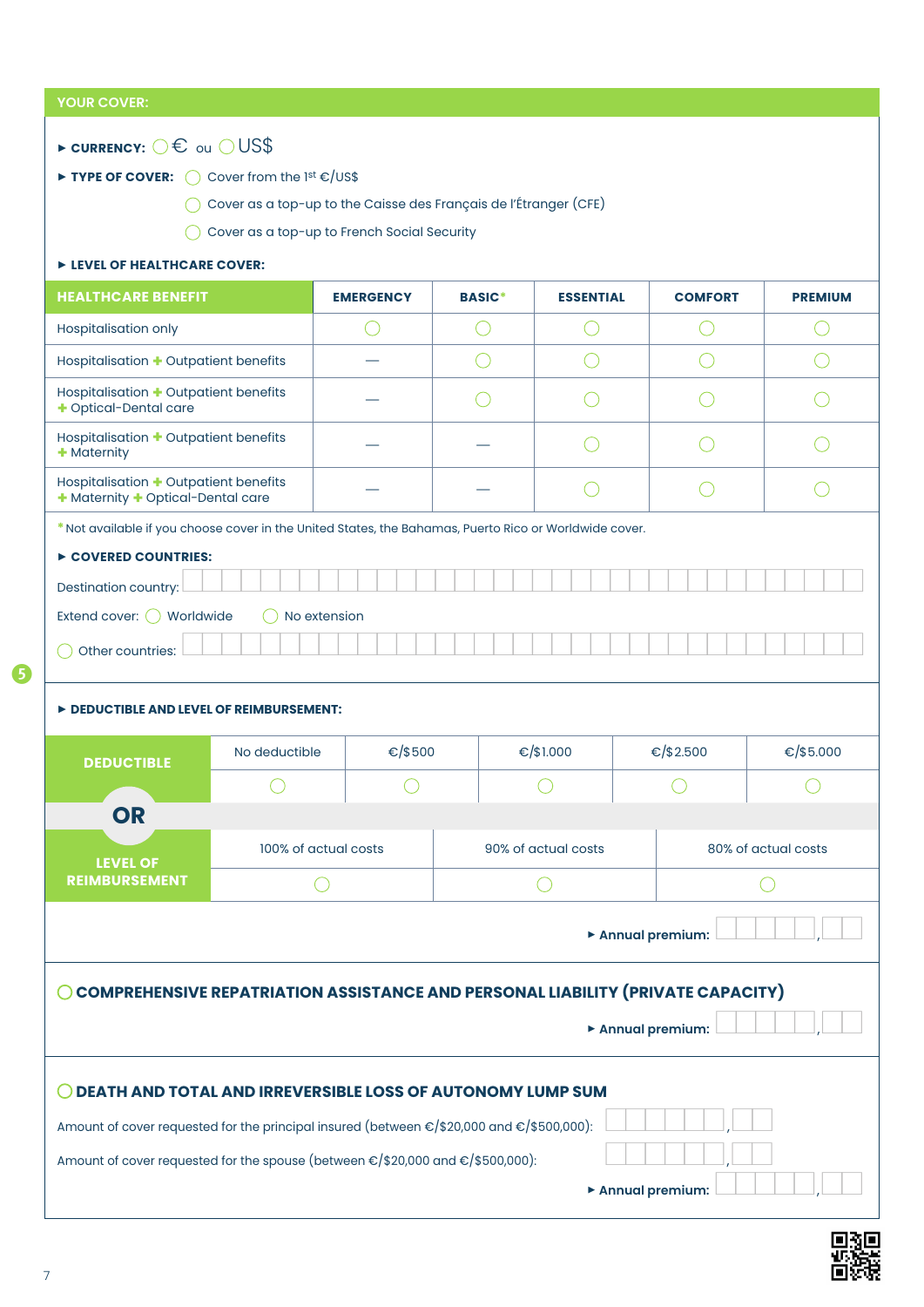## YOUR COVER:

► **CURRENCY:** ◯ € ou ◯ US$

► **TYPE OF COVER:** ◯ Cover from the 1st €/US$

◯ Cover as a top-up to the Caisse des Français de l'Étranger (CFE)

◯ Cover as a top-up to French Social Security

► **LEVEL OF HEALTHCARE COVER:**

| HEALTHCARE BENEFIT | EMERGENCY | BASIC* | ESSENTIAL | COMFORT | PREMIUM |
|---|---|---|---|---|---|
| Hospitalisation only | ◯ | ◯ | ◯ | ◯ | ◯ |
| Hospitalisation + Outpatient benefits | — | ◯ | ◯ | ◯ | ◯ |
| Hospitalisation + Outpatient benefits + Optical-Dental care | — | ◯ | ◯ | ◯ | ◯ |
| Hospitalisation + Outpatient benefits + Maternity | — | — | ◯ | ◯ | ◯ |
| Hospitalisation + Outpatient benefits + Maternity + Optical-Dental care | — | — | ◯ | ◯ | ◯ |

*Not available if you choose cover in the United States, the Bahamas, Puerto Rico or Worldwide cover.

► **COVERED COUNTRIES:**

Destination country: ____________________

Extend cover: ◯ Worldwide ◯ No extension

◯ Other countries: ____________________

► **DEDUCTIBLE AND LEVEL OF REIMBURSEMENT:**

| DEDUCTIBLE | No deductible | €/$500 | €/$1.000 | €/$2.500 | €/$5.000 |
|---|---|---|---|---|---|
| | ◯ | ◯ | ◯ | ◯ | ◯ |

**OR**

| LEVEL OF REIMBURSEMENT | 100% of actual costs | 90% of actual costs | 80% of actual costs |
|---|---|---|---|
| | ◯ | ◯ | ◯ |

► **Annual premium:** ____________ , ____

### ◯ COMPREHENSIVE REPATRIATION ASSISTANCE AND PERSONAL LIABILITY (PRIVATE CAPACITY)

► **Annual premium:** ____________ , ____

### ◯ DEATH AND TOTAL AND IRREVERSIBLE LOSS OF AUTONOMY LUMP SUM

Amount of cover requested for the principal insured (between €/$20,000 and €/$500,000): ____________ , ____

Amount of cover requested for the spouse (between €/$20,000 and €/$500,000): ____________ , ____

► **Annual premium:** ____________ , ____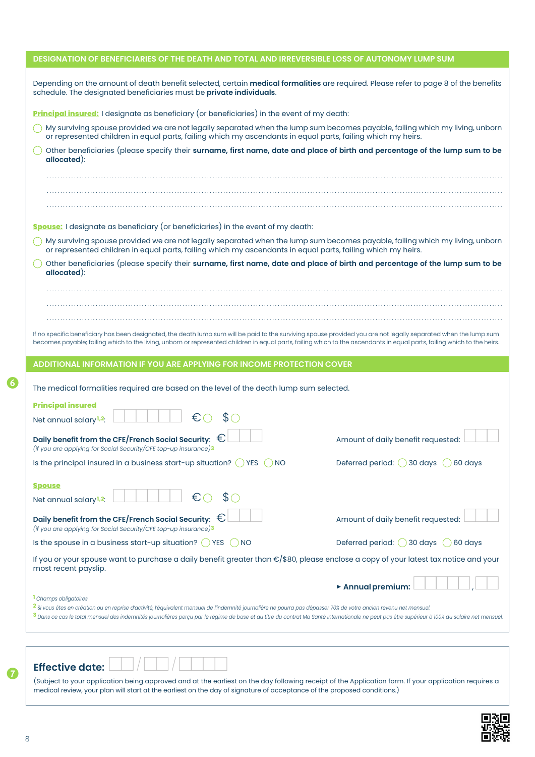## DESIGNATION OF BENEFICIARIES OF THE DEATH AND TOTAL AND IRREVERSIBLE LOSS OF AUTONOMY LUMP SUM

Depending on the amount of death benefit selected, certain **medical formalities** are required. Please refer to page 8 of the benefits schedule. The designated beneficiaries must be **private individuals**.

**Principal insured:** I designate as beneficiary (or beneficiaries) in the event of my death:

- ◯ My surviving spouse provided we are not legally separated when the lump sum becomes payable, failing which my living, unborn or represented children in equal parts, failing which my ascendants in equal parts, failing which my heirs.
- ◯ Other beneficiaries (please specify their **surname, first name, date and place of birth and percentage of the lump sum to be allocated**):

.................................................................................................................................................

.................................................................................................................................................

.................................................................................................................................................

**Spouse:** I designate as beneficiary (or beneficiaries) in the event of my death:

- ◯ My surviving spouse provided we are not legally separated when the lump sum becomes payable, failing which my living, unborn or represented children in equal parts, failing which my ascendants in equal parts, failing which my heirs.
- ◯ Other beneficiaries (please specify their **surname, first name, date and place of birth and percentage of the lump sum to be allocated**):

.................................................................................................................................................

.................................................................................................................................................

.................................................................................................................................................

If no specific beneficiary has been designated, the death lump sum will be paid to the surviving spouse provided you are not legally separated when the lump sum becomes payable; failing which to the living, unborn or represented children in equal parts, failing which to the ascendants in equal parts, failing which to the heirs.

## 6 ADDITIONAL INFORMATION IF YOU ARE APPLYING FOR INCOME PROTECTION COVER

The medical formalities required are based on the level of the death lump sum selected.

**Principal insured**

Net annual salary[1,2]: ☐☐☐☐☐☐ € ◯ $ ◯

**Daily benefit from the CFE/French Social Security**: € ☐☐☐
*(if you are applying for Social Security/CFE top-up insurance)*[3]

Amount of daily benefit requested: ☐☐☐

Is the principal insured in a business start-up situation? ◯ YES ◯ NO

Deferred period: ◯ 30 days ◯ 60 days

**Spouse**

Net annual salary[1,2]: ☐☐☐☐☐☐ € ◯ $ ◯

**Daily benefit from the CFE/French Social Security**: € ☐☐☐
*(if you are applying for Social Security/CFE top-up insurance)*[3]

Amount of daily benefit requested: ☐☐☐

Is the spouse in a business start-up situation? ◯ YES ◯ NO

Deferred period: ◯ 30 days ◯ 60 days

If you or your spouse want to purchase a daily benefit greater than €/$80, please enclose a copy of your latest tax notice and your most recent payslip.

► **Annual premium:** ☐☐☐☐☐ , ☐☐

[1] *Champs obligatoires*

[2] *Si vous êtes en création ou en reprise d'activité, l'équivalent mensuel de l'indemnité journalière ne pourra pas dépasser 70% de votre ancien revenu net mensuel.*

[3] *Dans ce cas le total mensuel des indemnités journalières perçu par le régime de base et au titre du contrat Ma Santé Internationale ne peut pas être supérieur à 100% du salaire net mensuel.*

## 7 Effective date: ☐☐ / ☐☐ / ☐☐☐☐

(Subject to your application being approved and at the earliest on the day following receipt of the Application form. If your application requires a medical review, your plan will start at the earliest on the day of signature of acceptance of the proposed conditions.)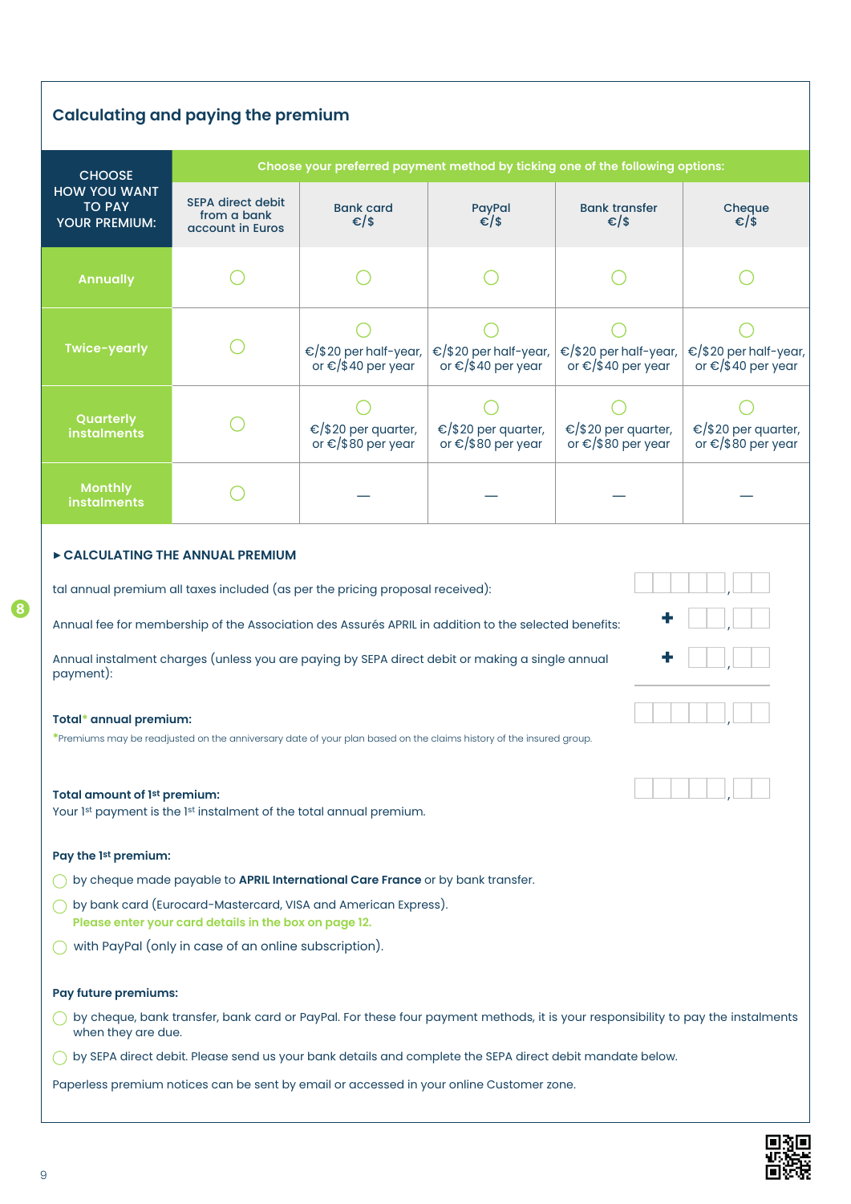## Calculating and paying the premium

| CHOOSE HOW YOU WANT TO PAY YOUR PREMIUM: | Choose your preferred payment method by ticking one of the following options: | | | | |
|---|---|---|---|---|---|
| | SEPA direct debit from a bank account in Euros | Bank card €/$ | PayPal €/$ | Bank transfer €/$ | Cheque €/$ |
| Annually | ◯ | ◯ | ◯ | ◯ | ◯ |
| Twice-yearly | ◯ | ◯ €/$20 per half-year, or €/$40 per year | ◯ €/$20 per half-year, or €/$40 per year | ◯ €/$20 per half-year, or €/$40 per year | ◯ €/$20 per half-year, or €/$40 per year |
| Quarterly instalments | ◯ | ◯ €/$20 per quarter, or €/$80 per year | ◯ €/$20 per quarter, or €/$80 per year | ◯ €/$20 per quarter, or €/$80 per year | ◯ €/$20 per quarter, or €/$80 per year |
| Monthly instalments | ◯ | — | — | — | — |

► **CALCULATING THE ANNUAL PREMIUM**

tal annual premium all taxes included (as per the pricing proposal received): ☐☐☐☐☐,☐☐

Annual fee for membership of the Association des Assurés APRIL in addition to the selected benefits: + ☐☐,☐☐

Annual instalment charges (unless you are paying by SEPA direct debit or making a single annual payment): + ☐☐,☐☐

**Total* annual premium:** ☐☐☐☐☐,☐☐

*Premiums may be readjusted on the anniversary date of your plan based on the claims history of the insured group.

**Total amount of 1st premium:** ☐☐☐☐☐,☐☐

Your 1st payment is the 1st instalment of the total annual premium.

**Pay the 1st premium:**

- ◯ by cheque made payable to **APRIL International Care France** or by bank transfer.
- ◯ by bank card (Eurocard-Mastercard, VISA and American Express).
  **Please enter your card details in the box on page 12.**
- ◯ with PayPal (only in case of an online subscription).

**Pay future premiums:**

- ◯ by cheque, bank transfer, bank card or PayPal. For these four payment methods, it is your responsibility to pay the instalments when they are due.
- ◯ by SEPA direct debit. Please send us your bank details and complete the SEPA direct debit mandate below.

Paperless premium notices can be sent by email or accessed in your online Customer zone.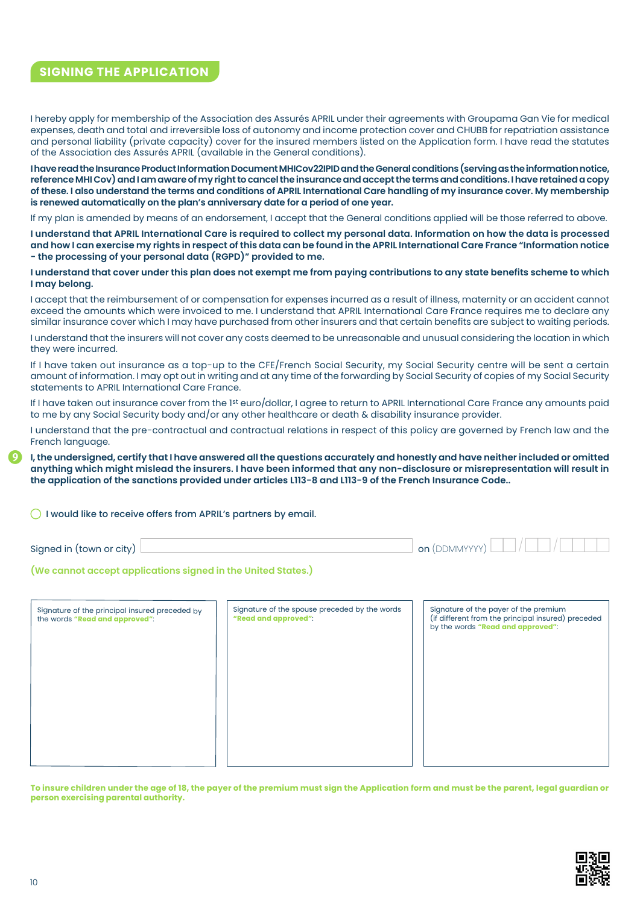## SIGNING THE APPLICATION

I hereby apply for membership of the Association des Assurés APRIL under their agreements with Groupama Gan Vie for medical expenses, death and total and irreversible loss of autonomy and income protection cover and CHUBB for repatriation assistance and personal liability (private capacity) cover for the insured members listed on the Application form. I have read the statutes of the Association des Assurés APRIL (available in the General conditions).

**I have read the Insurance Product Information Document MHICov22IPID and the General conditions (serving as the information notice, reference MHI Cov) and I am aware of my right to cancel the insurance and accept the terms and conditions. I have retained a copy of these. I also understand the terms and conditions of APRIL International Care handling of my insurance cover. My membership is renewed automatically on the plan's anniversary date for a period of one year.**

If my plan is amended by means of an endorsement, I accept that the General conditions applied will be those referred to above.

**I understand that APRIL International Care is required to collect my personal data. Information on how the data is processed and how I can exercise my rights in respect of this data can be found in the APRIL International Care France "Information notice - the processing of your personal data (RGPD)" provided to me.**

**I understand that cover under this plan does not exempt me from paying contributions to any state benefits scheme to which I may belong.**

I accept that the reimbursement of or compensation for expenses incurred as a result of illness, maternity or an accident cannot exceed the amounts which were invoiced to me. I understand that APRIL International Care France requires me to declare any similar insurance cover which I may have purchased from other insurers and that certain benefits are subject to waiting periods.

I understand that the insurers will not cover any costs deemed to be unreasonable and unusual considering the location in which they were incurred.

If I have taken out insurance as a top-up to the CFE/French Social Security, my Social Security centre will be sent a certain amount of information. I may opt out in writing and at any time of the forwarding by Social Security of copies of my Social Security statements to APRIL International Care France.

If I have taken out insurance cover from the 1st euro/dollar, I agree to return to APRIL International Care France any amounts paid to me by any Social Security body and/or any other healthcare or death & disability insurance provider.

I understand that the pre-contractual and contractual relations in respect of this policy are governed by French law and the French language.

9 **I, the undersigned, certify that I have answered all the questions accurately and honestly and have neither included or omitted anything which might mislead the insurers. I have been informed that any non-disclosure or misrepresentation will result in the application of the sanctions provided under articles L113-8 and L113-9 of the French Insurance Code..**

◯ I would like to receive offers from APRIL's partners by email.

Signed in (town or city) ____________________ on (DDMMYYYY) __ __ / __ __ / __ __ __ __

**(We cannot accept applications signed in the United States.)**

| Signature of the principal insured preceded by the words **"Read and approved"**: | Signature of the spouse preceded by the words **"Read and approved"**: | Signature of the payer of the premium (if different from the principal insured) preceded by the words **"Read and approved"**: |
| --- | --- | --- |
| | | |

**To insure children under the age of 18, the payer of the premium must sign the Application form and must be the parent, legal guardian or person exercising parental authority.**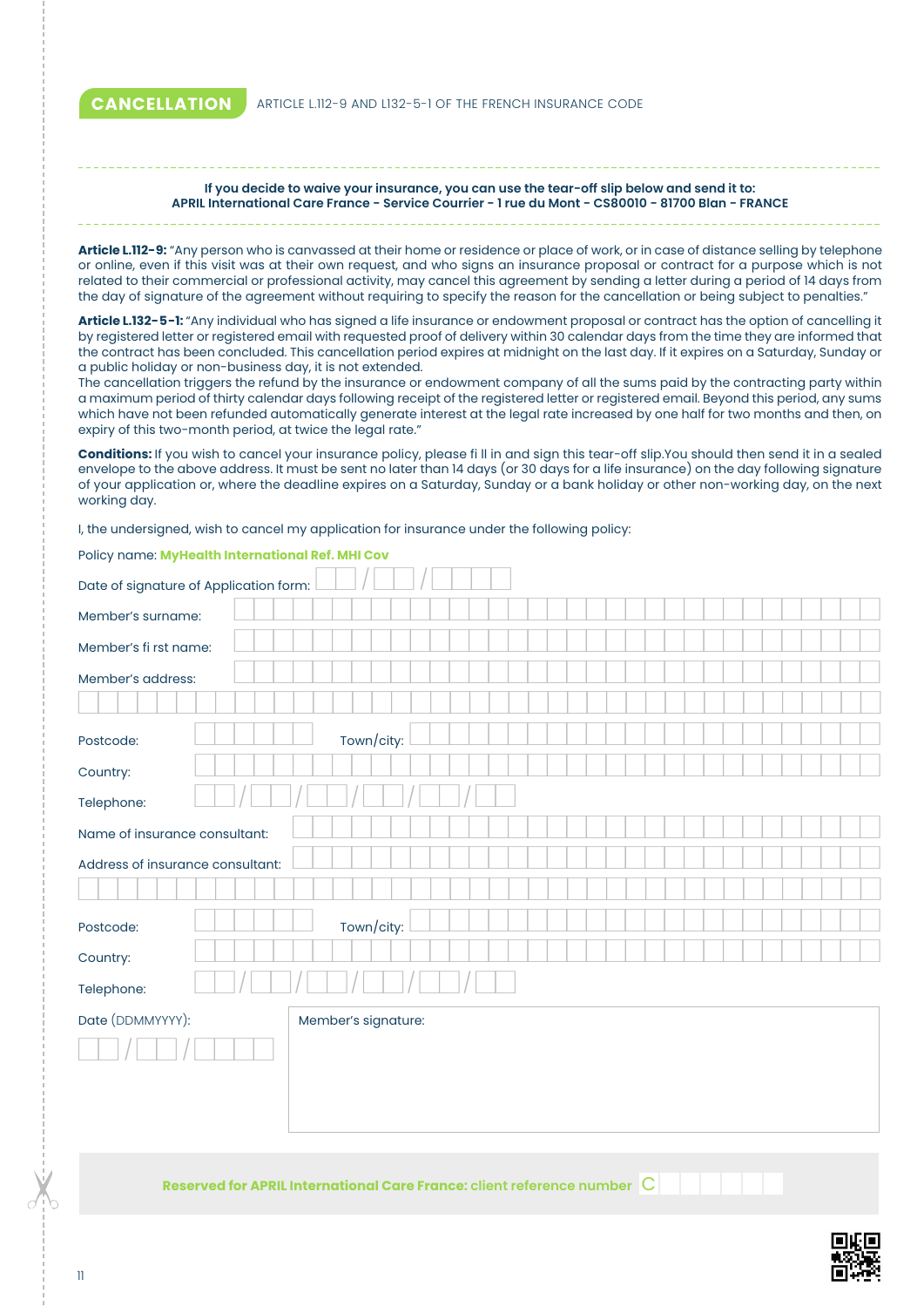## CANCELLATION

ARTICLE L.112-9 AND L132-5-1 OF THE FRENCH INSURANCE CODE

**If you decide to waive your insurance, you can use the tear-off slip below and send it to:**
**APRIL International Care France - Service Courrier - 1 rue du Mont - CS80010 - 81700 Blan - FRANCE**

**Article L.112-9:** "Any person who is canvassed at their home or residence or place of work, or in case of distance selling by telephone or online, even if this visit was at their own request, and who signs an insurance proposal or contract for a purpose which is not related to their commercial or professional activity, may cancel this agreement by sending a letter during a period of 14 days from the day of signature of the agreement without requiring to specify the reason for the cancellation or being subject to penalties."

**Article L.132-5-1:** "Any individual who has signed a life insurance or endowment proposal or contract has the option of cancelling it by registered letter or registered email with requested proof of delivery within 30 calendar days from the time they are informed that the contract has been concluded. This cancellation period expires at midnight on the last day. If it expires on a Saturday, Sunday or a public holiday or non-business day, it is not extended.
The cancellation triggers the refund by the insurance or endowment company of all the sums paid by the contracting party within a maximum period of thirty calendar days following receipt of the registered letter or registered email. Beyond this period, any sums which have not been refunded automatically generate interest at the legal rate increased by one half for two months and then, on expiry of this two-month period, at twice the legal rate."

**Conditions:** If you wish to cancel your insurance policy, please fi ll in and sign this tear-off slip.You should then send it in a sealed envelope to the above address. It must be sent no later than 14 days (or 30 days for a life insurance) on the day following signature of your application or, where the deadline expires on a Saturday, Sunday or a bank holiday or other non-working day, on the next working day.

I, the undersigned, wish to cancel my application for insurance under the following policy:

Policy name: **MyHealth International Ref. MHI Cov**

Date of signature of Application form: __ / __ / ____

Member's surname:

Member's fi rst name:

Member's address:

Postcode: Town/city:

Country:

Telephone: __ / __ / __ / __ / __ / __

Name of insurance consultant:

Address of insurance consultant:

Postcode: Town/city:

Country:

Telephone: __ / __ / __ / __ / __ / __

Date (DDMMYYYY): __ / __ / ____

Member's signature:

**Reserved for APRIL International Care France: client reference number** C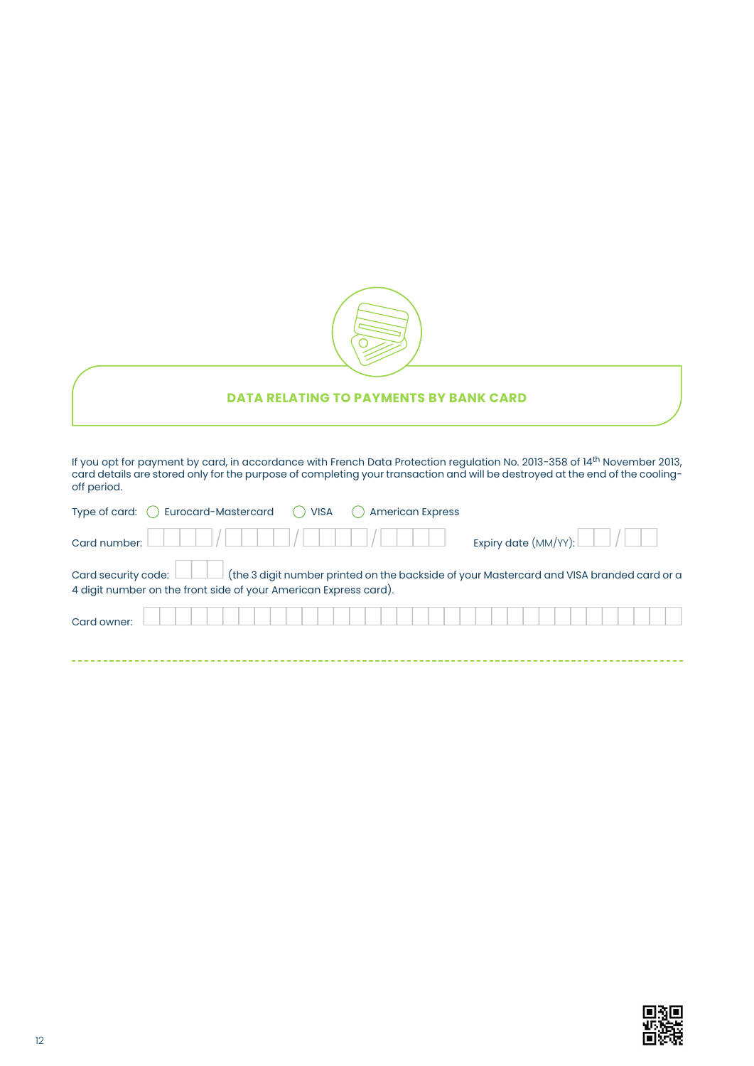## DATA RELATING TO PAYMENTS BY BANK CARD

If you opt for payment by card, in accordance with French Data Protection regulation No. 2013-358 of 14th November 2013, card details are stored only for the purpose of completing your transaction and will be destroyed at the end of the cooling-off period.

Type of card: ◯ Eurocard-Mastercard ◯ VISA ◯ American Express

Card number: ☐☐☐☐ / ☐☐☐☐ / ☐☐☐☐ / ☐☐☐☐ Expiry date (MM/YY): ☐☐ / ☐☐

Card security code: ☐☐☐ (the 3 digit number printed on the backside of your Mastercard and VISA branded card or a 4 digit number on the front side of your American Express card).

Card owner: ☐☐☐☐☐☐☐☐☐☐☐☐☐☐☐☐☐☐☐☐☐☐☐☐☐☐☐☐☐☐☐☐☐☐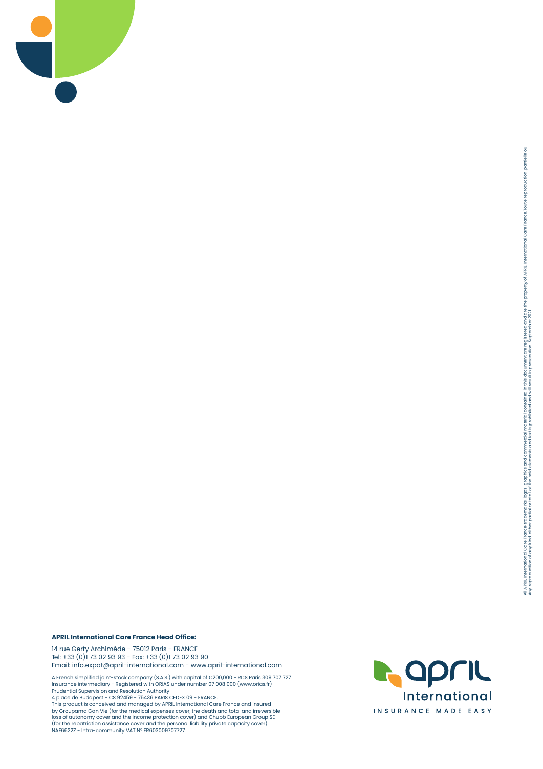**APRIL International Care France Head Office:**

14 rue Gerty Archimède - 75012 Paris - FRANCE
Tel: +33 (0)1 73 02 93 93 - Fax: +33 (0)1 73 02 93 90
Email: info.expat@april-international.com - www.april-international.com

A French simplified joint-stock company (S.A.S.) with capital of €200,000 - RCS Paris 309 707 727
Insurance intermediary - Registered with ORIAS under number 07 008 000 (www.orias.fr)
Prudential Supervision and Resolution Authority
4 place de Budapest - CS 92459 - 75436 PARIS CEDEX 09 - FRANCE.
This product is conceived and managed by APRIL International Care France and insured by Groupama Gan Vie (for the medical expenses cover, the death and total and irreversible loss of autonomy cover and the income protection cover) and Chubb European Group SE (for the repatriation assistance cover and the personal liability private capacity cover).
NAF6622Z - Intra-community VAT N° FR603009707727

april International

INSURANCE MADE EASY

All APRIL International Care France trademarks, logos, graphics and commercial material contained in this document are registered and are the property of APRIL International Care France Toute reproduction, partielle ou Any reproduction of any kind, either partial or total, of the said elements and text is prohibited and will result in prosecution. September 2021